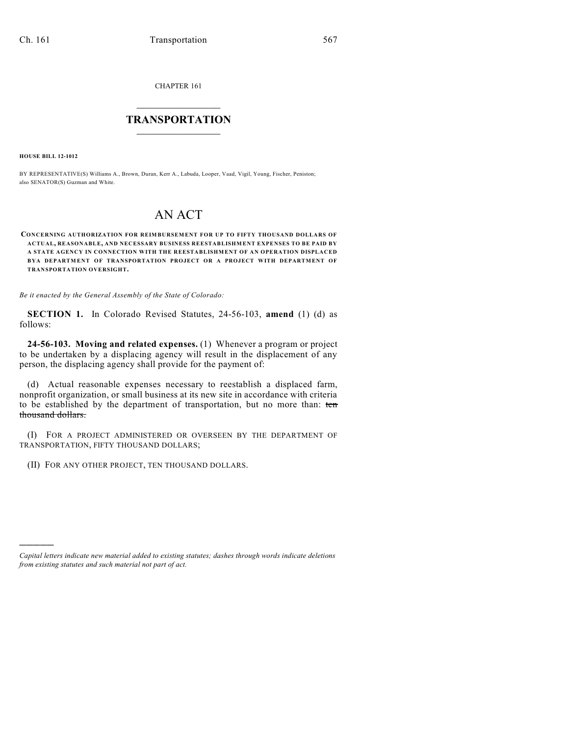CHAPTER 161

# TRANSPORTATION

**HOUSE BILL 12-1012**

BY REPRESENTATIVE(S) Williams A., Brown, Duran, Kerr A., Labuda, Looper, Vaad, Vigil, Young, Fischer, Peniston; also SENATOR(S) Guzman and White.

# AN ACT

**CONCERNING AUTHORIZATION FOR REIMBURSEMENT FOR UP TO FIFTY THOUSAND DOLLARS OF ACTUAL, REASONABLE, AND NECESSARY BUSINESS REESTABLISHMENT EXPENSES TO BE PAID BY A STATE AGENCY IN CONNECTION WITH THE REESTABLISHMENT OF AN OPERATION DISPLACED BYA DEPARTMENT OF TRANSPORTATION PROJECT OR A PROJECT WITH DEPARTMENT OF TRANSPORTATION OVERSIGHT.**

*Be it enacted by the General Assembly of the State of Colorado:*

**SECTION 1.** In Colorado Revised Statutes, 24-56-103, **amend** (1) (d) as follows:

**24-56-103. Moving and related expenses.** (1) Whenever a program or project to be undertaken by a displacing agency will result in the displacement of any person, the displacing agency shall provide for the payment of:

(d) Actual reasonable expenses necessary to reestablish a displaced farm, nonprofit organization, or small business at its new site in accordance with criteria to be established by the department of transportation, but no more than: ~~ten thousand dollars.~~

(I) FOR A PROJECT ADMINISTERED OR OVERSEEN BY THE DEPARTMENT OF TRANSPORTATION, FIFTY THOUSAND DOLLARS;

(II) FOR ANY OTHER PROJECT, TEN THOUSAND DOLLARS.

---

*Capital letters indicate new material added to existing statutes; dashes through words indicate deletions from existing statutes and such material not part of act.*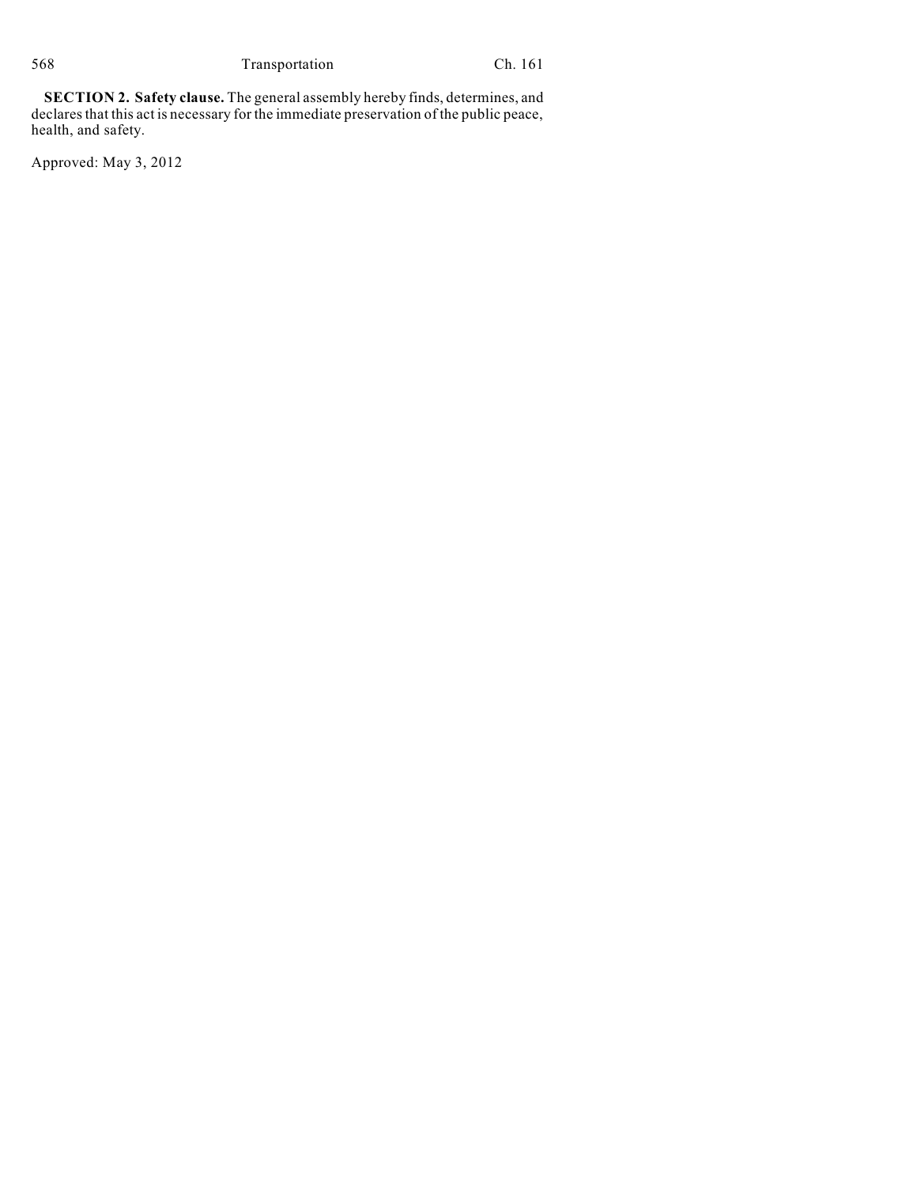**SECTION 2. Safety clause.** The general assembly hereby finds, determines, and declares that this act is necessary for the immediate preservation of the public peace, health, and safety.

Approved: May 3, 2012